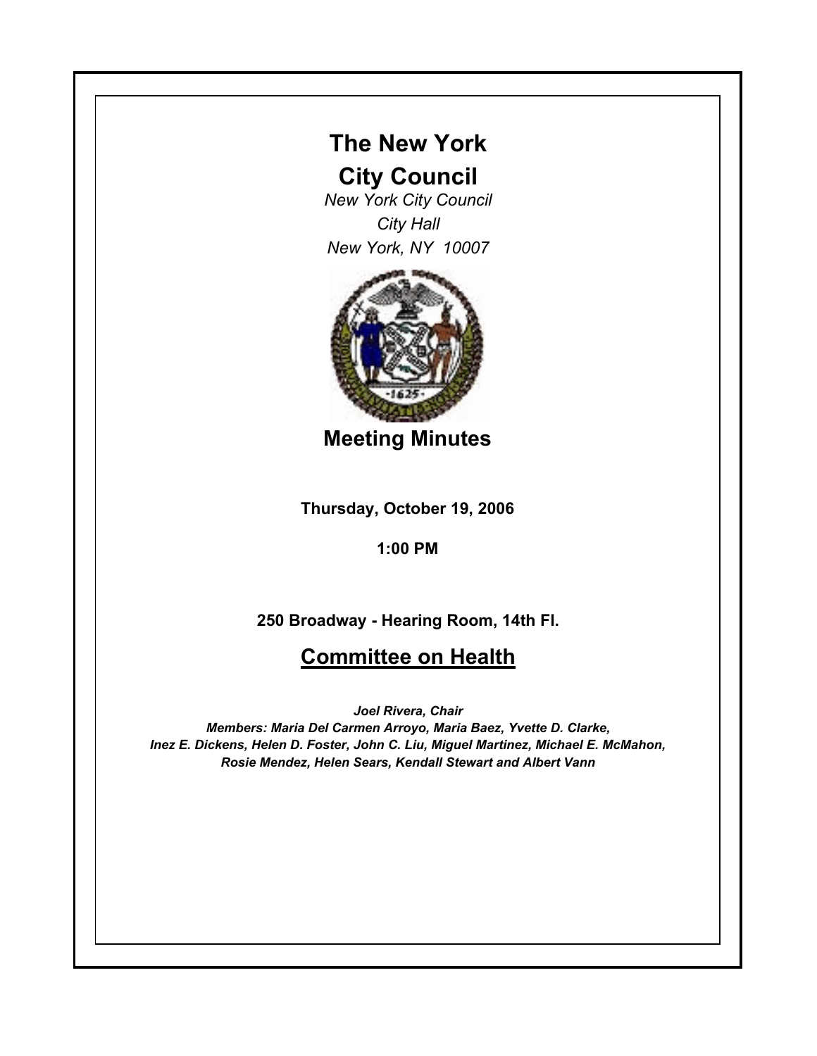# The New York City Council

*New York City Council*
*City Hall*
*New York, NY 10007*

## Meeting Minutes

**Thursday, October 19, 2006**

**1:00 PM**

**250 Broadway - Hearing Room, 14th Fl.**

## Committee on Health

***Joel Rivera, Chair***
***Members: Maria Del Carmen Arroyo, Maria Baez, Yvette D. Clarke, Inez E. Dickens, Helen D. Foster, John C. Liu, Miguel Martinez, Michael E. McMahon, Rosie Mendez, Helen Sears, Kendall Stewart and Albert Vann***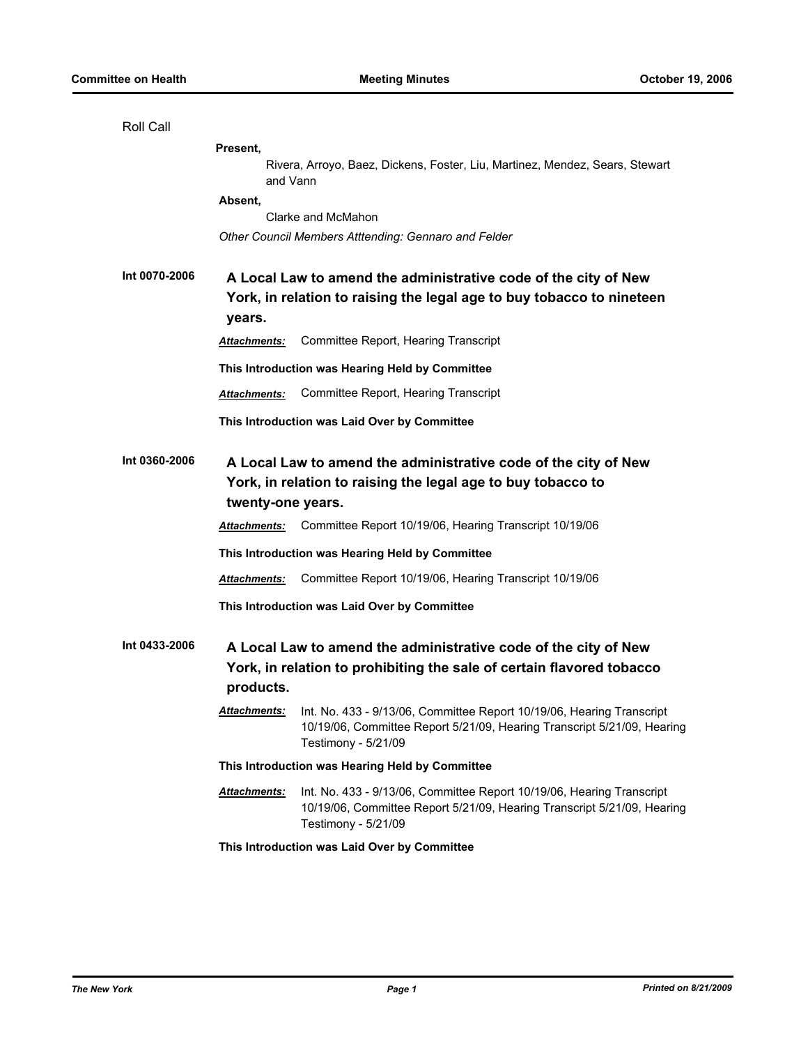Roll Call

**Present,**

Rivera, Arroyo, Baez, Dickens, Foster, Liu, Martinez, Mendez, Sears, Stewart and Vann

**Absent,**

Clarke and McMahon

*Other Council Members Atttending: Gennaro and Felder*

**Int 0070-2006** **A Local Law to amend the administrative code of the city of New York, in relation to raising the legal age to buy tobacco to nineteen years.**

***Attachments:*** Committee Report, Hearing Transcript

**This Introduction was Hearing Held by Committee**

***Attachments:*** Committee Report, Hearing Transcript

**This Introduction was Laid Over by Committee**

**Int 0360-2006** **A Local Law to amend the administrative code of the city of New York, in relation to raising the legal age to buy tobacco to twenty-one years.**

***Attachments:*** Committee Report 10/19/06, Hearing Transcript 10/19/06

**This Introduction was Hearing Held by Committee**

***Attachments:*** Committee Report 10/19/06, Hearing Transcript 10/19/06

**This Introduction was Laid Over by Committee**

**Int 0433-2006** **A Local Law to amend the administrative code of the city of New York, in relation to prohibiting the sale of certain flavored tobacco products.**

***Attachments:*** Int. No. 433 - 9/13/06, Committee Report 10/19/06, Hearing Transcript 10/19/06, Committee Report 5/21/09, Hearing Transcript 5/21/09, Hearing Testimony - 5/21/09

**This Introduction was Hearing Held by Committee**

***Attachments:*** Int. No. 433 - 9/13/06, Committee Report 10/19/06, Hearing Transcript 10/19/06, Committee Report 5/21/09, Hearing Transcript 5/21/09, Hearing Testimony - 5/21/09

**This Introduction was Laid Over by Committee**